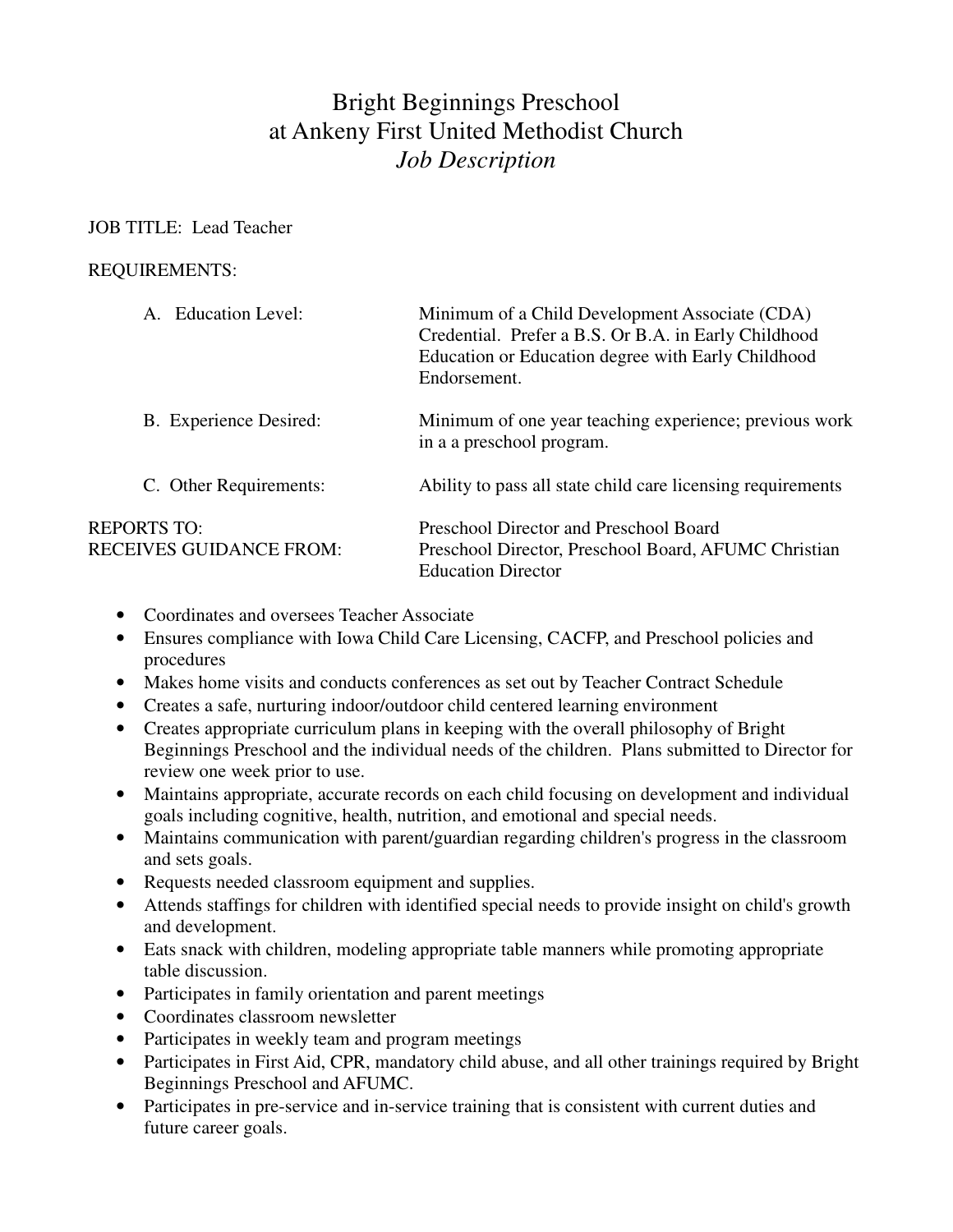# Bright Beginnings Preschool
# at Ankeny First United Methodist Church
## *Job Description*

JOB TITLE: Lead Teacher

REQUIREMENTS:

| | |
|---|---|
| A. Education Level: | Minimum of a Child Development Associate (CDA) Credential. Prefer a B.S. Or B.A. in Early Childhood Education or Education degree with Early Childhood Endorsement. |
| B. Experience Desired: | Minimum of one year teaching experience; previous work in a a preschool program. |
| C. Other Requirements: | Ability to pass all state child care licensing requirements |

| | |
|---|---|
| REPORTS TO: | Preschool Director and Preschool Board |
| RECEIVES GUIDANCE FROM: | Preschool Director, Preschool Board, AFUMC Christian Education Director |

- Coordinates and oversees Teacher Associate
- Ensures compliance with Iowa Child Care Licensing, CACFP, and Preschool policies and procedures
- Makes home visits and conducts conferences as set out by Teacher Contract Schedule
- Creates a safe, nurturing indoor/outdoor child centered learning environment
- Creates appropriate curriculum plans in keeping with the overall philosophy of Bright Beginnings Preschool and the individual needs of the children. Plans submitted to Director for review one week prior to use.
- Maintains appropriate, accurate records on each child focusing on development and individual goals including cognitive, health, nutrition, and emotional and special needs.
- Maintains communication with parent/guardian regarding children's progress in the classroom and sets goals.
- Requests needed classroom equipment and supplies.
- Attends staffings for children with identified special needs to provide insight on child's growth and development.
- Eats snack with children, modeling appropriate table manners while promoting appropriate table discussion.
- Participates in family orientation and parent meetings
- Coordinates classroom newsletter
- Participates in weekly team and program meetings
- Participates in First Aid, CPR, mandatory child abuse, and all other trainings required by Bright Beginnings Preschool and AFUMC.
- Participates in pre-service and in-service training that is consistent with current duties and future career goals.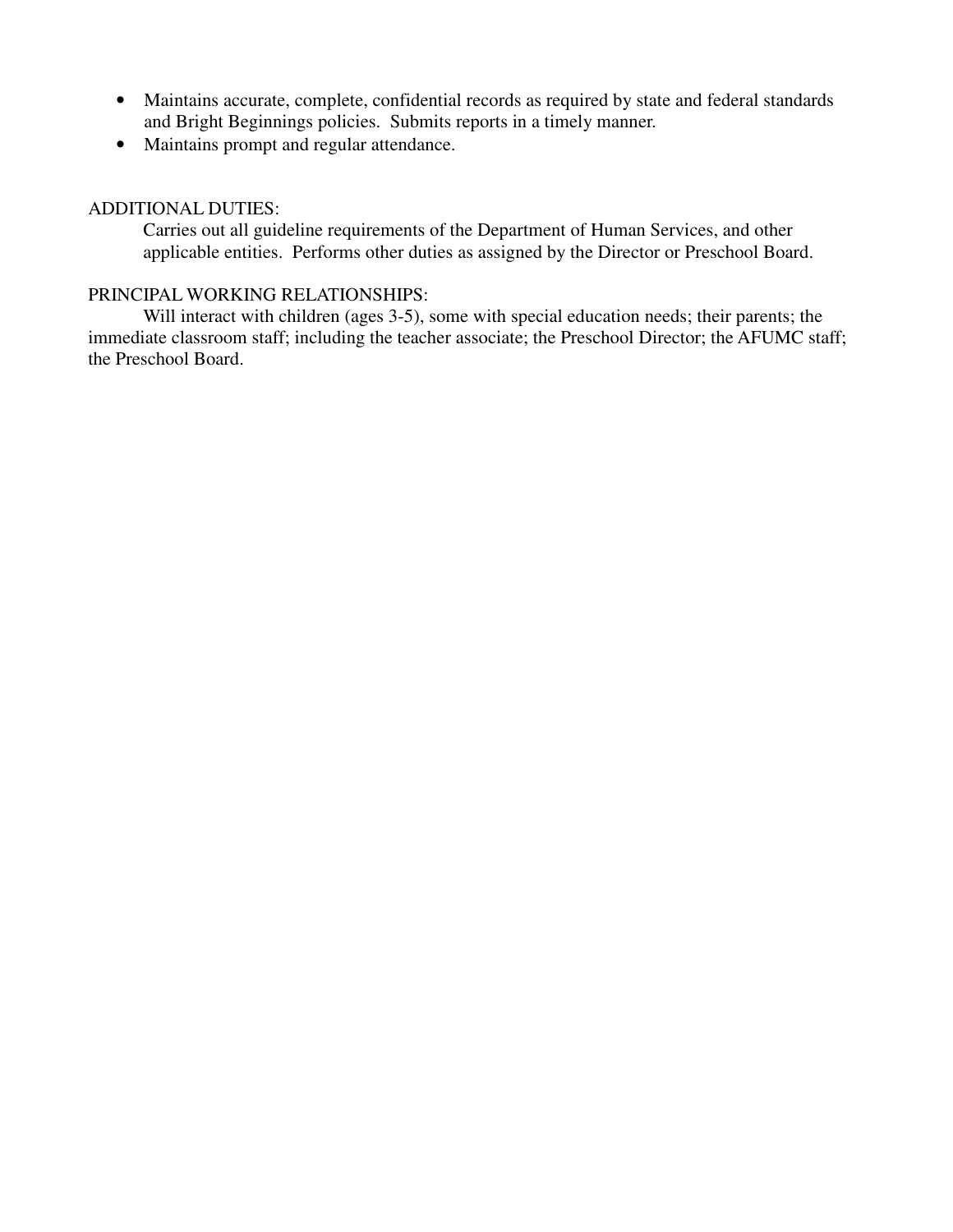- Maintains accurate, complete, confidential records as required by state and federal standards and Bright Beginnings policies. Submits reports in a timely manner.
- Maintains prompt and regular attendance.

ADDITIONAL DUTIES:

Carries out all guideline requirements of the Department of Human Services, and other applicable entities. Performs other duties as assigned by the Director or Preschool Board.

PRINCIPAL WORKING RELATIONSHIPS:

Will interact with children (ages 3-5), some with special education needs; their parents; the immediate classroom staff; including the teacher associate; the Preschool Director; the AFUMC staff; the Preschool Board.